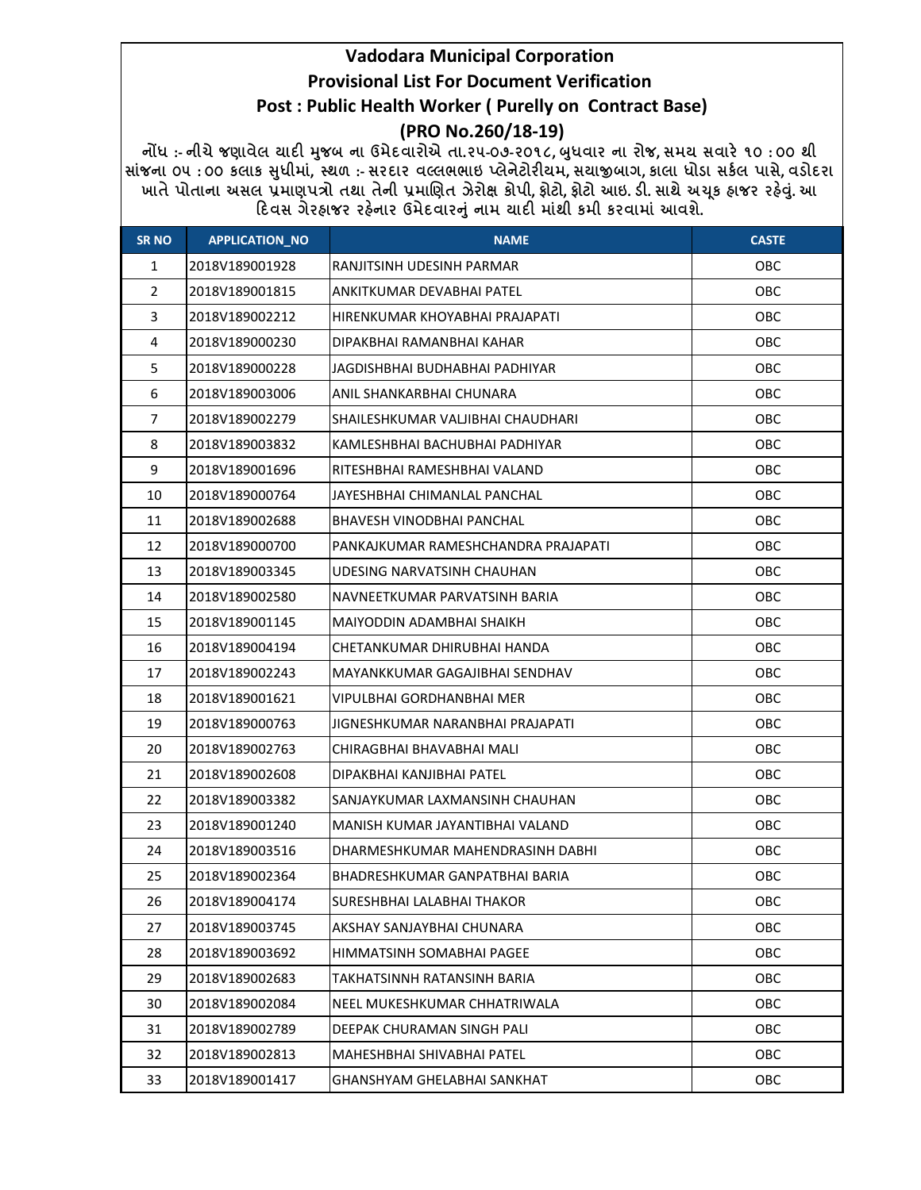# Vadodara Municipal Corporation

## Provisional List For Document Verification

## Post : Public Health Worker ( Purelly on Contract Base)

## (PRO No.260/18-19)

નોંધ :- નીચે જણાવેલ યાદી મુજબ ના ઉમેદવારોએ તા.૨૫-૦૭-૨૦૧૮, બુધવાર ના રોજ, સમય સવારે ૧૦ : ૦૦ થી સાંજના ૦૫ : ૦૦ કલાક સુધીમાં, સ્થળ :- સરદાર વલ્લભભાઇ પ્લેનેટોરીયમ, સયાજીબાગ, કાલા ધોડા સર્કલ પાસે, વડોદરા ખાતે પોતાના અસલ પ્રમાણપત્રો તથા તેની પ્રમાણિત ઝેરોક્ષ કોપી, ફોટો, ફોટો આઇ. ડી. સાથે અચૂક હાજર રહેવું. આ દિવસ ગેરહાજર રહેનાર ઉમેદવારનું નામ યાદી માંથી કમી કરવામાં આવશે.

| SR NO | APPLICATION_NO | NAME | CASTE |
|---|---|---|---|
| 1 | 2018V189001928 | RANJITSINH UDESINH PARMAR | OBC |
| 2 | 2018V189001815 | ANKITKUMAR DEVABHAI PATEL | OBC |
| 3 | 2018V189002212 | HIRENKUMAR KHOYABHAI PRAJAPATI | OBC |
| 4 | 2018V189000230 | DIPAKBHAI RAMANBHAI KAHAR | OBC |
| 5 | 2018V189000228 | JAGDISHBHAI BUDHABHAI PADHIYAR | OBC |
| 6 | 2018V189003006 | ANIL SHANKARBHAI CHUNARA | OBC |
| 7 | 2018V189002279 | SHAILESHKUMAR VALJIBHAI CHAUDHARI | OBC |
| 8 | 2018V189003832 | KAMLESHBHAI BACHUBHAI PADHIYAR | OBC |
| 9 | 2018V189001696 | RITESHBHAI RAMESHBHAI VALAND | OBC |
| 10 | 2018V189000764 | JAYESHBHAI CHIMANLAL PANCHAL | OBC |
| 11 | 2018V189002688 | BHAVESH VINODBHAI PANCHAL | OBC |
| 12 | 2018V189000700 | PANKAJKUMAR RAMESHCHANDRA PRAJAPATI | OBC |
| 13 | 2018V189003345 | UDESING NARVATSINH CHAUHAN | OBC |
| 14 | 2018V189002580 | NAVNEETKUMAR PARVATSINH BARIA | OBC |
| 15 | 2018V189001145 | MAIYODDIN ADAMBHAI SHAIKH | OBC |
| 16 | 2018V189004194 | CHETANKUMAR DHIRUBHAI HANDA | OBC |
| 17 | 2018V189002243 | MAYANKKUMAR GAGAJIBHAI SENDHAV | OBC |
| 18 | 2018V189001621 | VIPULBHAI GORDHANBHAI MER | OBC |
| 19 | 2018V189000763 | JIGNESHKUMAR NARANBHAI PRAJAPATI | OBC |
| 20 | 2018V189002763 | CHIRAGBHAI BHAVABHAI MALI | OBC |
| 21 | 2018V189002608 | DIPAKBHAI KANJIBHAI PATEL | OBC |
| 22 | 2018V189003382 | SANJAYKUMAR LAXMANSINH CHAUHAN | OBC |
| 23 | 2018V189001240 | MANISH KUMAR JAYANTIBHAI VALAND | OBC |
| 24 | 2018V189003516 | DHARMESHKUMAR MAHENDRASINH DABHI | OBC |
| 25 | 2018V189002364 | BHADRESHKUMAR GANPATBHAI BARIA | OBC |
| 26 | 2018V189004174 | SURESHBHAI LALABHAI THAKOR | OBC |
| 27 | 2018V189003745 | AKSHAY SANJAYBHAI CHUNARA | OBC |
| 28 | 2018V189003692 | HIMMATSINH SOMABHAI PAGEE | OBC |
| 29 | 2018V189002683 | TAKHATSINNH RATANSINH BARIA | OBC |
| 30 | 2018V189002084 | NEEL MUKESHKUMAR CHHATRIWALA | OBC |
| 31 | 2018V189002789 | DEEPAK CHURAMAN SINGH PALI | OBC |
| 32 | 2018V189002813 | MAHESHBHAI SHIVABHAI PATEL | OBC |
| 33 | 2018V189001417 | GHANSHYAM GHELABHAI SANKHAT | OBC |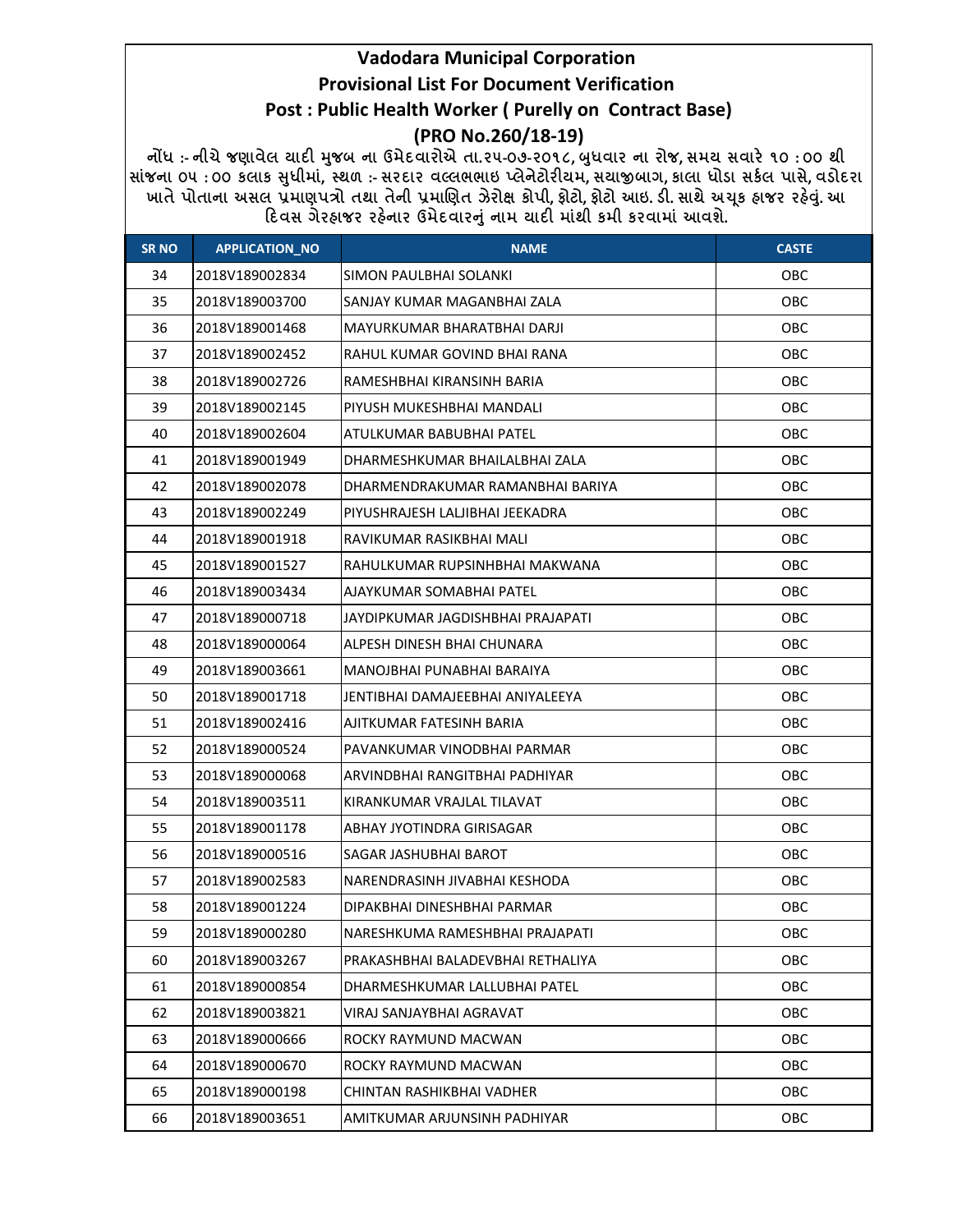# Vadodara Municipal Corporation

## Provisional List For Document Verification

## Post : Public Health Worker ( Purelly on Contract Base)

## (PRO No.260/18-19)

**નોંધ :- નીચે જણાવેલ યાદી મુજબ ના ઉમેદવારોએ તા.૨૫-૦૭-૨૦૧૮, બુધવાર ના રોજ, સમય સવારે ૧૦ : ૦૦ થી સાંજના ૦૫ : ૦૦ કલાક સુધીમાં, સ્થળ :- સરદાર વલ્લભભાઇ પ્લેનેટોરીયમ, સયાજીબાગ, કાલા ઘોડા સર્કલ પાસે, વડોદરા ખાતે પોતાના અસલ પ્રમાણપત્રો તથા તેની પ્રમાણિત ઝેરોક્ષ કોપી, ફોટો, ફોટો આઇ. ડી. સાથે અચૂક હાજર રહેવું. આ દિવસ ગેરહાજર રહેનાર ઉમેદવારનું નામ યાદી માંથી કમી કરવામાં આવશે.**

| SR NO | APPLICATION_NO | NAME | CASTE |
|---|---|---|---|
| 34 | 2018V189002834 | SIMON PAULBHAI SOLANKI | OBC |
| 35 | 2018V189003700 | SANJAY KUMAR MAGANBHAI ZALA | OBC |
| 36 | 2018V189001468 | MAYURKUMAR BHARATBHAI DARJI | OBC |
| 37 | 2018V189002452 | RAHUL KUMAR GOVIND BHAI RANA | OBC |
| 38 | 2018V189002726 | RAMESHBHAI KIRANSINH BARIA | OBC |
| 39 | 2018V189002145 | PIYUSH MUKESHBHAI MANDALI | OBC |
| 40 | 2018V189002604 | ATULKUMAR BABUBHAI PATEL | OBC |
| 41 | 2018V189001949 | DHARMESHKUMAR BHAILALBHAI ZALA | OBC |
| 42 | 2018V189002078 | DHARMENDRAKUMAR RAMANBHAI BARIYA | OBC |
| 43 | 2018V189002249 | PIYUSHRAJESH LALJIBHAI JEEKADRA | OBC |
| 44 | 2018V189001918 | RAVIKUMAR RASIKBHAI MALI | OBC |
| 45 | 2018V189001527 | RAHULKUMAR RUPSINHBHAI MAKWANA | OBC |
| 46 | 2018V189003434 | AJAYKUMAR SOMABHAI PATEL | OBC |
| 47 | 2018V189000718 | JAYDIPKUMAR JAGDISHBHAI PRAJAPATI | OBC |
| 48 | 2018V189000064 | ALPESH DINESH BHAI CHUNARA | OBC |
| 49 | 2018V189003661 | MANOJBHAI PUNABHAI BARAIYA | OBC |
| 50 | 2018V189001718 | JENTIBHAI DAMAJEEBHAI ANIYALEEYA | OBC |
| 51 | 2018V189002416 | AJITKUMAR FATESINH BARIA | OBC |
| 52 | 2018V189000524 | PAVANKUMAR VINODBHAI PARMAR | OBC |
| 53 | 2018V189000068 | ARVINDBHAI RANGITBHAI PADHIYAR | OBC |
| 54 | 2018V189003511 | KIRANKUMAR VRAJLAL TILAVAT | OBC |
| 55 | 2018V189001178 | ABHAY JYOTINDRA GIRISAGAR | OBC |
| 56 | 2018V189000516 | SAGAR JASHUBHAI BAROT | OBC |
| 57 | 2018V189002583 | NARENDRASINH JIVABHAI KESHODA | OBC |
| 58 | 2018V189001224 | DIPAKBHAI DINESHBHAI PARMAR | OBC |
| 59 | 2018V189000280 | NARESHKUMA RAMESHBHAI PRAJAPATI | OBC |
| 60 | 2018V189003267 | PRAKASHBHAI BALADEVBHAI RETHALIYA | OBC |
| 61 | 2018V189000854 | DHARMESHKUMAR LALLUBHAI PATEL | OBC |
| 62 | 2018V189003821 | VIRAJ SANJAYBHAI AGRAVAT | OBC |
| 63 | 2018V189000666 | ROCKY RAYMUND MACWAN | OBC |
| 64 | 2018V189000670 | ROCKY RAYMUND MACWAN | OBC |
| 65 | 2018V189000198 | CHINTAN RASHIKBHAI VADHER | OBC |
| 66 | 2018V189003651 | AMITKUMAR ARJUNSINH PADHIYAR | OBC |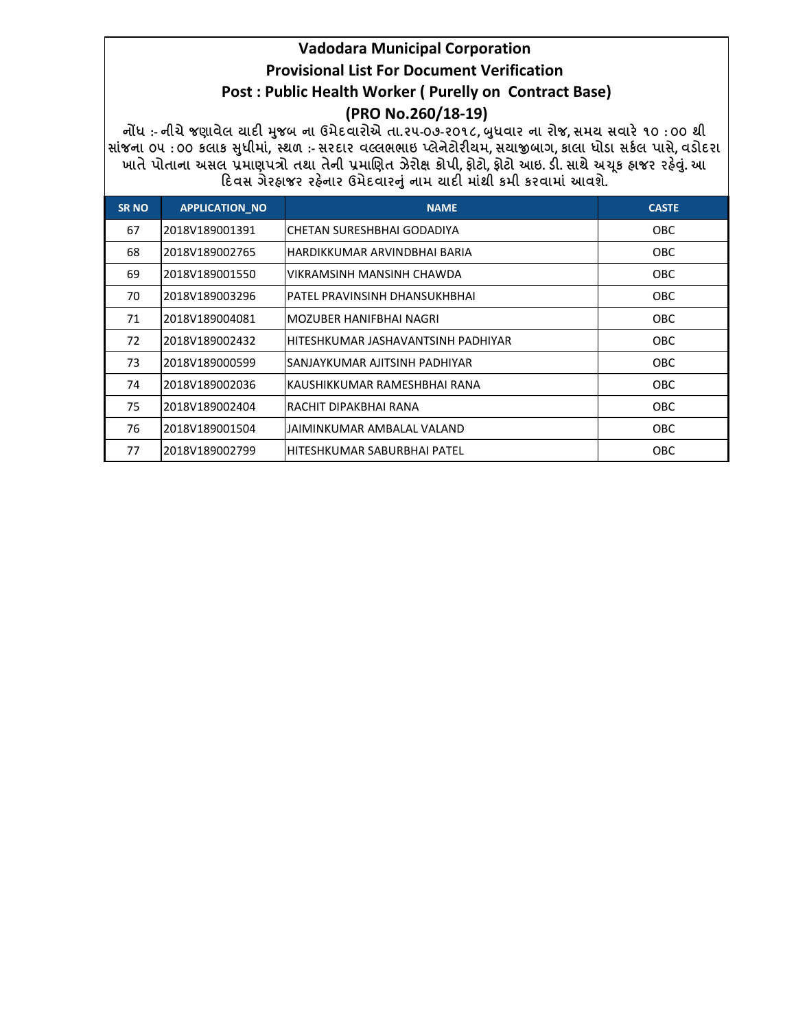# Vadodara Municipal Corporation

## Provisional List For Document Verification

## Post : Public Health Worker ( Purelly on Contract Base)

## (PRO No.260/18-19)

**નોંધ :- નીચે જણાવેલ યાદી મુજબ ના ઉમેદવારોએ તા.૨૫-૦૭-૨૦૧૮, બુધવાર ના રોજ, સમય સવારે ૧૦ :૦૦ થી સાંજના ૦૫ :૦૦ કલાક સુધીમાં, સ્થળ :- સરદાર વલ્લભભાઇ પ્લેનેટોરીયમ, સયાજીબાગ, કાલા ઘોડા સર્કલ પાસે, વડોદરા ખાતે પોતાના અસલ પ્રમાણપત્રો તથા તેની પ્રમાણિત ઝેરોક્ષ કોપી, ફોટો, ફોટો આઇ. ડી. સાથે અચૂક હાજર રહેવું. આ દિવસ ગેરહાજર રહેનાર ઉમેદવારનું નામ યાદી માંથી કમી કરવામાં આવશે.**

| SR NO | APPLICATION_NO | NAME | CASTE |
|---|---|---|---|
| 67 | 2018V189001391 | CHETAN SURESHBHAI GODADIYA | OBC |
| 68 | 2018V189002765 | HARDIKKUMAR ARVINDBHAI BARIA | OBC |
| 69 | 2018V189001550 | VIKRAMSINH MANSINH CHAWDA | OBC |
| 70 | 2018V189003296 | PATEL PRAVINSINH DHANSUKHBHAI | OBC |
| 71 | 2018V189004081 | MOZUBER HANIFBHAI NAGRI | OBC |
| 72 | 2018V189002432 | HITESHKUMAR JASHAVANTSINH PADHIYAR | OBC |
| 73 | 2018V189000599 | SANJAYKUMAR AJITSINH PADHIYAR | OBC |
| 74 | 2018V189002036 | KAUSHIKKUMAR RAMESHBHAI RANA | OBC |
| 75 | 2018V189002404 | RACHIT DIPAKBHAI RANA | OBC |
| 76 | 2018V189001504 | JAIMINKUMAR AMBALAL VALAND | OBC |
| 77 | 2018V189002799 | HITESHKUMAR SABURBHAI PATEL | OBC |